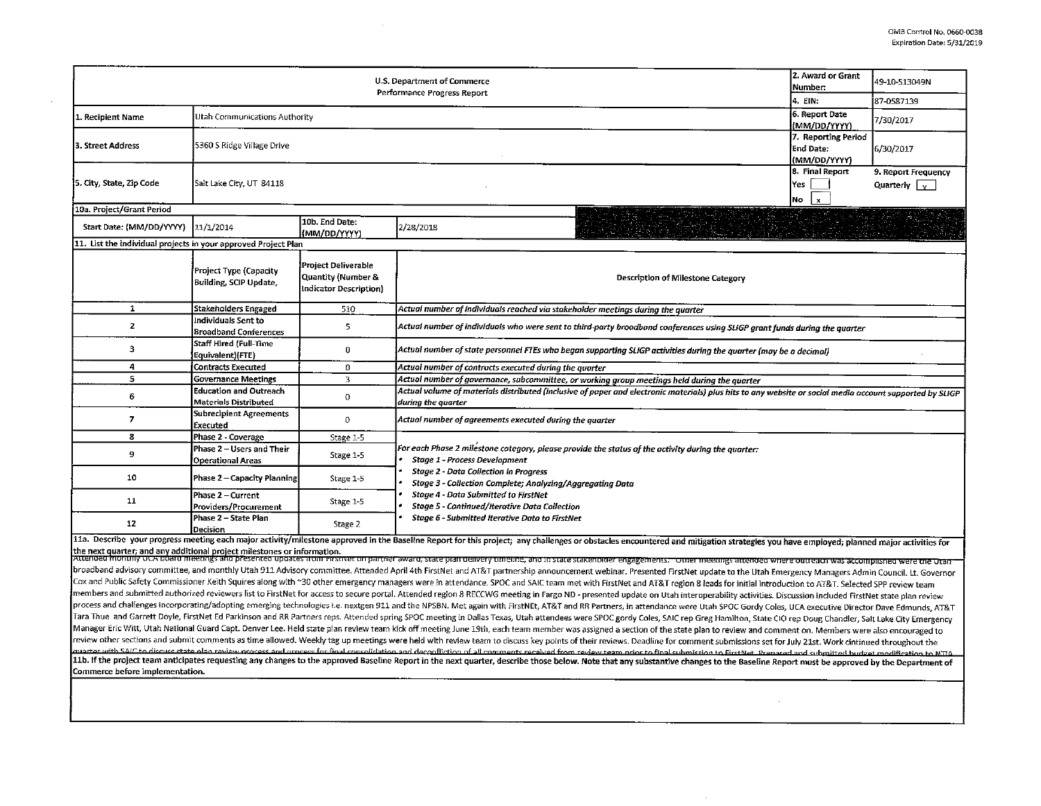OMB Control No. 0660-0038
Expiration Date: 5/31/2019

| U.S. Department of Commerce Performance Progress Report | | | | 2. Award or Grant Number: | 49-10-S13049N |
|---|---|---|---|---|---|
| | | | | 4. EIN: | 87-0587139 |
| 1. Recipient Name | Utah Communications Authority | | | 6. Report Date (MM/DD/YYYY) | 7/30/2017 |
| 3. Street Address | 5360 S Ridge Village Drive | | | 7. Reporting Period End Date: (MM/DD/YYYY) | 6/30/2017 |
| 5. City, State, Zip Code | Salt Lake City, UT 84118 | | | 8. Final Report Yes [ ] No [x] | 9. Report Frequency Quarterly [x] |
| 10a. Project/Grant Period | | | | | |
| Start Date: (MM/DD/YYYY) | 11/1/2014 | 10b. End Date: (MM/DD/YYYY) | 2/28/2018 | | |

11. List the individual projects in your approved Project Plan

| | Project Type (Capacity Building, SCIP Update, | Project Deliverable Quantity (Number & Indicator Description) | Description of Milestone Category |
|---|---|---|---|
| 1 | Stakeholders Engaged | 510 | *Actual number of individuals reached via stakeholder meetings during the quarter* |
| 2 | Individuals Sent to Broadband Conferences | 5 | *Actual number of individuals who were sent to third-party broadband conferences using SLIGP grant funds during the quarter* |
| 3 | Staff Hired (Full-Time Equivalent)(FTE) | 0 | *Actual number of state personnel FTEs who began supporting SLIGP activities during the quarter (may be a decimal)* |
| 4 | Contracts Executed | 0 | *Actual number of contracts executed during the quarter* |
| 5 | Governance Meetings | 3 | *Actual number of governance, subcommittee, or working group meetings held during the quarter* |
| 6 | Education and Outreach Materials Distributed | 0 | *Actual volume of materials distributed (inclusive of paper and electronic materials) plus hits to any website or social media account supported by SLIGP during the quarter* |
| 7 | Subrecipient Agreements Executed | 0 | *Actual number of agreements executed during the quarter* |
| 8 | Phase 2 - Coverage | Stage 1-5 | *For each Phase 2 milestone category, please provide the status of the activity during the quarter:* <br>• *Stage 1 - Process Development* <br>• *Stage 2 - Data Collection in Progress* <br>• *Stage 3 - Collection Complete; Analyzing/Aggregating Data* <br>• *Stage 4 - Data Submitted to FirstNet* <br>• *Stage 5 - Continued/Iterative Data Collection* <br>• *Stage 6 - Submitted Iterative Data to FirstNet* |
| 9 | Phase 2 – Users and Their Operational Areas | Stage 1-5 | |
| 10 | Phase 2 – Capacity Planning | Stage 1-5 | |
| 11 | Phase 2 – Current Providers/Procurement | Stage 1-5 | |
| 12 | Phase 2 – State Plan Decision | Stage 2 | |

**11a. Describe your progress meeting each major activity/milestone approved in the Baseline Report for this project; any challenges or obstacles encountered and mitigation strategies you have employed; planned major activities for the next quarter; and any additional project milestones or information.**

Attended monthly UCA board meetings and presented updates from FirstNet on partner award, state plan delivery timeline, and in state stakeholder engagements. Other meetings attended where outreach was accomplished were the Utah broadband advisory committee, and monthly Utah 911 Advisory committee. Attended April 4th FirstNet and AT&T partnership announcement webinar. Presented FirstNet update to the Utah Emergency Managers Admin Council. Lt. Governor Cox and Public Safety Commissioner Keith Squires along with ~30 other emergency managers were in attendance. SPOC and SAIC team met with FirstNet and AT&T region 8 leads for initial introduction to AT&T. Selected SPP review team members and submitted authorized reviewers list to FirstNet for access to secure portal. Attended region 8 RECCWG meeting in Fargo ND - presented update on Utah interoperability activities. Discussion included FirstNet state plan review process and challenges incorporating/adopting emerging technologies i.e. nextgen 911 and the NPSBN. Met again with FirstNEt, AT&T and RR Partners, in attendance were Utah SPOC Gordy Coles, UCA executive Director Dave Edmunds, AT&T Tara Thue and Garrett Doyle, FirstNet Ed Parkinson and RR Partners reps. Attended spring SPOC meeting in Dallas Texas, Utah attendees were SPOC gordy Coles, SAIC rep Greg Hamilton, State CIO rep Doug Chandler, Salt Lake City Emergency Manager Eric Witt, Utah National Guard Capt. Denver Lee. Held state plan review team kick off meeting June 19th, each team member was assigned a section of the state plan to review and comment on. Members were also encouraged to review other sections and submit comments as time allowed. Weekly tag up meetings were held with review team to discuss key points of their reviews. Deadline for comment submissions set for July 21st. Work continued throughout the quarter with SAIC to discuss state plan review process and process for final consolidation and deconfliction of all comments received from review team prior to final submission to FirstNet. Prepared and submitted budget modification to NTIA

**11b. If the project team anticipates requesting any changes to the approved Baseline Report in the next quarter, describe those below. Note that any substantive changes to the Baseline Report must be approved by the Department of Commerce before implementation.**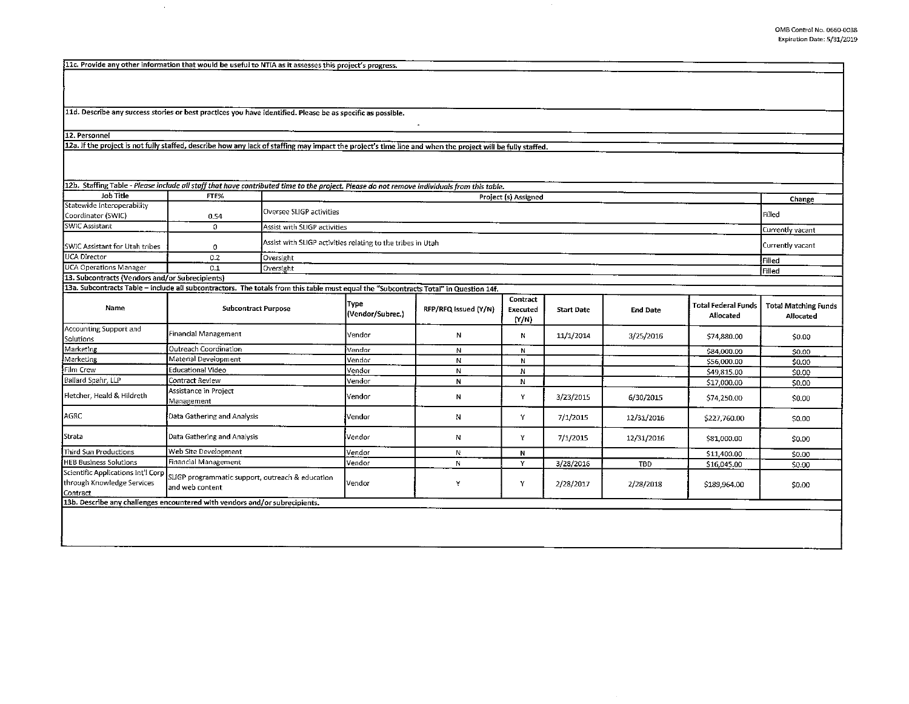OMB Control No. 0660-0038
Expiration Date: 5/31/2019

**11c. Provide any other information that would be useful to NTIA as it assesses this project's progress.**

**11d. Describe any success stories or best practices you have identified. Please be as specific as possible.**

**12. Personnel**

**12a. If the project is not fully staffed, describe how any lack of staffing may impact the project's time line and when the project will be fully staffed.**

**12b. Staffing Table** - *Please include all staff that have contributed time to the project. Please do not remove individuals from this table.*

| Job Title | FTE% | Project (s) Assigned | Change |
|---|---|---|---|
| Statewide Interoperability Coordinator (SWIC) | 0.54 | Oversee SLIGP activities | Filled |
| SWIC Assistant | 0 | Assist with SLIGP activities | Currently vacant |
| SWIC Assistant for Utah tribes | 0 | Assist with SLIGP activities relating to the tribes in Utah | Currently vacant |
| UCA Director | 0.2 | Oversight | Filled |
| UCA Operations Manager | 0.1 | Oversight | Filled |

**13. Subcontracts (Vendors and/or Subrecipients)**

**13a. Subcontracts Table – Include all subcontractors. The totals from this table must equal the "Subcontracts Total" in Question 14f.**

| Name | Subcontract Purpose | Type (Vendor/Subrec.) | RFP/RFQ Issued (Y/N) | Contract Executed (Y/N) | Start Date | End Date | Total Federal Funds Allocated | Total Matching Funds Allocated |
|---|---|---|---|---|---|---|---|---|
| Accounting Support and Solutions | Financial Management | Vendor | N | N | 11/1/2014 | 3/25/2016 | $74,880.00 | $0.00 |
| Marketing | Outreach Coordination | Vendor | N | N | | | $84,000.00 | $0.00 |
| Marketing | Material Development | Vendor | N | N | | | $56,000.00 | $0.00 |
| Film Crew | Educational Video | Vendor | N | N | | | $49,815.00 | $0.00 |
| Ballard Spahr, LLP | Contract Review | Vendor | N | N | | | $17,000.00 | $0.00 |
| Fletcher, Heald & Hildreth | Assistance in Project Management | Vendor | N | Y | 3/23/2015 | 6/30/2015 | $74,250.00 | $0.00 |
| AGRC | Data Gathering and Analysis | Vendor | N | Y | 7/1/2015 | 12/31/2016 | $227,760.00 | $0.00 |
| Strata | Data Gathering and Analysis | Vendor | N | Y | 7/1/2015 | 12/31/2016 | $81,000.00 | $0.00 |
| Third Sun Productions | Web Site Development | Vendor | N | N | | | $11,400.00 | $0.00 |
| HEB Business Solutions | Financial Management | Vendor | N | Y | 3/28/2016 | TBD | $16,045.00 | $0.00 |
| Scientific Applications Int'l Corp through Knowledge Services Contract | SLIGP programmatic support, outreach & education and web content | Vendor | Y | Y | 2/28/2017 | 2/28/2018 | $189,964.00 | $0.00 |

**13b. Describe any challenges encountered with vendors and/or subrecipients.**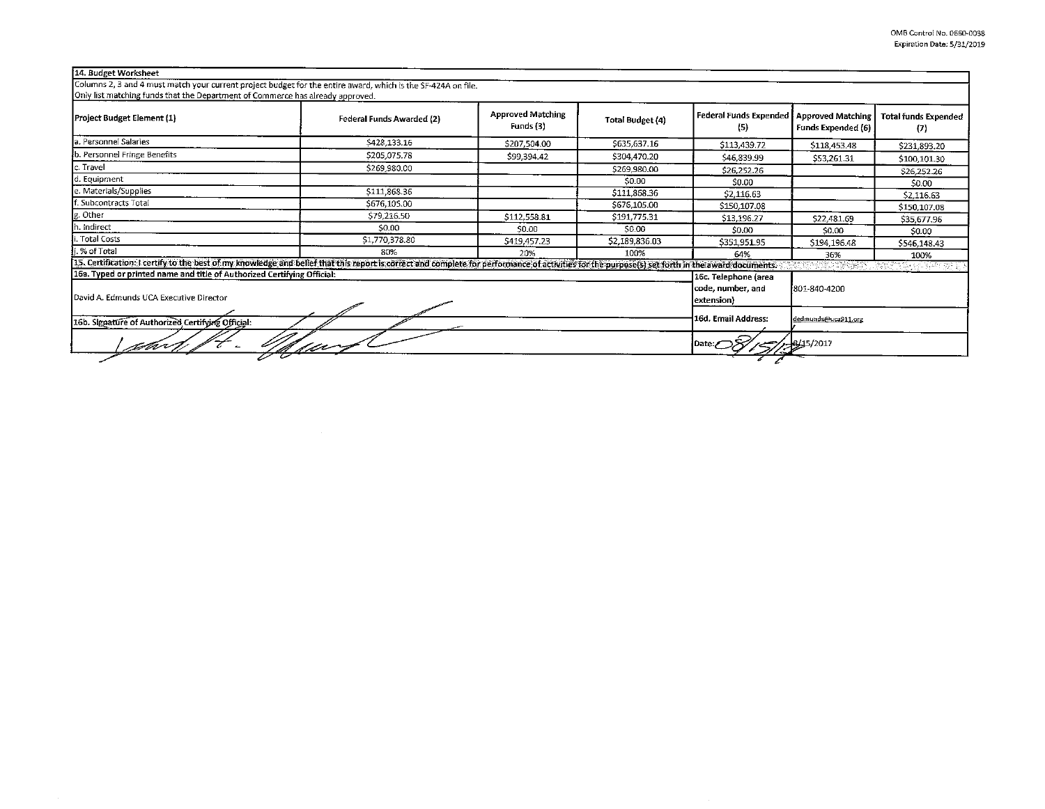OMB Control No. 0660-0038
Expiration Date: 5/31/2019

## 14. Budget Worksheet

Columns 2, 3 and 4 must match your current project budget for the entire award, which is the SF-424A on file.
Only list matching funds that the Department of Commerce has already approved.

| Project Budget Element (1) | Federal Funds Awarded (2) | Approved Matching Funds (3) | Total Budget (4) | Federal Funds Expended (5) | Approved Matching Funds Expended (6) | Total funds Expended (7) |
|---|---|---|---|---|---|---|
| a. Personnel Salaries | $428,133.16 | $207,504.00 | $635,637.16 | $113,439.72 | $118,453.48 | $231,893.20 |
| b. Personnel Fringe Benefits | $205,075.78 | $99,394.42 | $304,470.20 | $46,839.99 | $53,261.31 | $100,101.30 |
| c. Travel | $269,980.00 | | $269,980.00 | $26,252.26 | | $26,252.26 |
| d. Equipment | | | $0.00 | $0.00 | | $0.00 |
| e. Materials/Supplies | $111,868.36 | | $111,868.36 | $2,116.63 | | $2,116.63 |
| f. Subcontracts Total | $676,105.00 | | $676,105.00 | $150,107.08 | | $150,107.08 |
| g. Other | $79,216.50 | $112,558.81 | $191,775.31 | $13,196.27 | $22,481.69 | $35,677.96 |
| h. Indirect | $0.00 | $0.00 | $0.00 | $0.00 | $0.00 | $0.00 |
| i. Total Costs | $1,770,378.80 | $419,457.23 | $2,189,836.03 | $351,951.95 | $194,196.48 | $546,148.43 |
| j. % of Total | 80% | 20% | 100% | 64% | 36% | 100% |

15. Certification: I certify to the best of my knowledge and belief that this report is correct and complete for performance of activities for the purpose(s) set forth in the award documents.

| | | | |
|---|---|---|---|
| 16a. Typed or printed name and title of Authorized Certifying Official: David A. Edmunds UCA Executive Director | | 16c. Telephone (area code, number, and extension) | 801-840-4200 |
| 16b. Signature of Authorized Certifying Official: | | 16d. Email Address: | dedmunds@uca911.org |
| | | Date: 08/15/17 | 8/15/2017 |